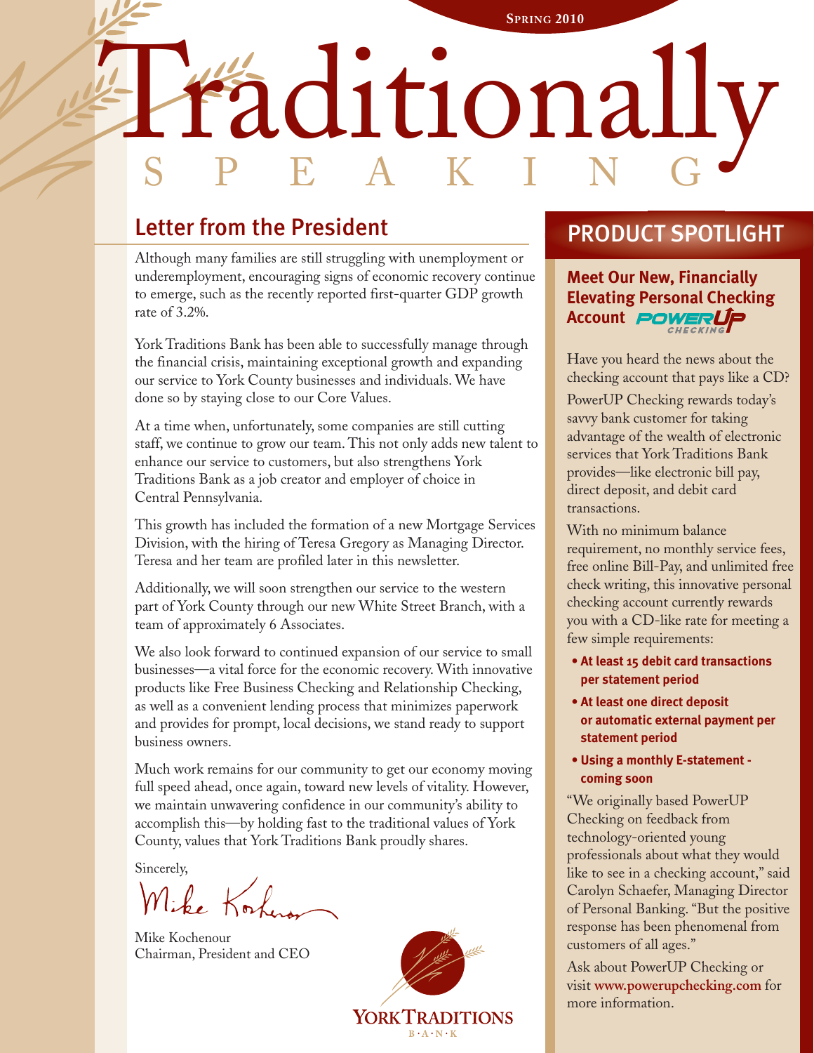Spring 2010

# Traditionally Speaking

## Letter from the President

Although many families are still struggling with unemployment or underemployment, encouraging signs of economic recovery continue to emerge, such as the recently reported first-quarter GDP growth rate of 3.2%.

York Traditions Bank has been able to successfully manage through the financial crisis, maintaining exceptional growth and expanding our service to York County businesses and individuals. We have done so by staying close to our Core Values.

At a time when, unfortunately, some companies are still cutting staff, we continue to grow our team. This not only adds new talent to enhance our service to customers, but also strengthens York Traditions Bank as a job creator and employer of choice in Central Pennsylvania.

This growth has included the formation of a new Mortgage Services Division, with the hiring of Teresa Gregory as Managing Director. Teresa and her team are profiled later in this newsletter.

Additionally, we will soon strengthen our service to the western part of York County through our new White Street Branch, with a team of approximately 6 Associates.

We also look forward to continued expansion of our service to small businesses—a vital force for the economic recovery. With innovative products like Free Business Checking and Relationship Checking, as well as a convenient lending process that minimizes paperwork and provides for prompt, local decisions, we stand ready to support business owners.

Much work remains for our community to get our economy moving full speed ahead, once again, toward new levels of vitality. However, we maintain unwavering confidence in our community's ability to accomplish this—by holding fast to the traditional values of York County, values that York Traditions Bank proudly shares.

Sincerely,

Mike Kochenour
Chairman, President and CEO

York Traditions Bank

## Product Spotlight

### Meet Our New, Financially Elevating Personal Checking Account PowerUP Checking

Have you heard the news about the checking account that pays like a CD?

PowerUP Checking rewards today's savvy bank customer for taking advantage of the wealth of electronic services that York Traditions Bank provides—like electronic bill pay, direct deposit, and debit card transactions.

With no minimum balance requirement, no monthly service fees, free online Bill-Pay, and unlimited free check writing, this innovative personal checking account currently rewards you with a CD-like rate for meeting a few simple requirements:

- **At least 15 debit card transactions per statement period**
- **At least one direct deposit or automatic external payment per statement period**
- **Using a monthly E-statement - coming soon**

"We originally based PowerUP Checking on feedback from technology-oriented young professionals about what they would like to see in a checking account," said Carolyn Schaefer, Managing Director of Personal Banking. "But the positive response has been phenomenal from customers of all ages."

Ask about PowerUP Checking or visit **www.powerupchecking.com** for more information.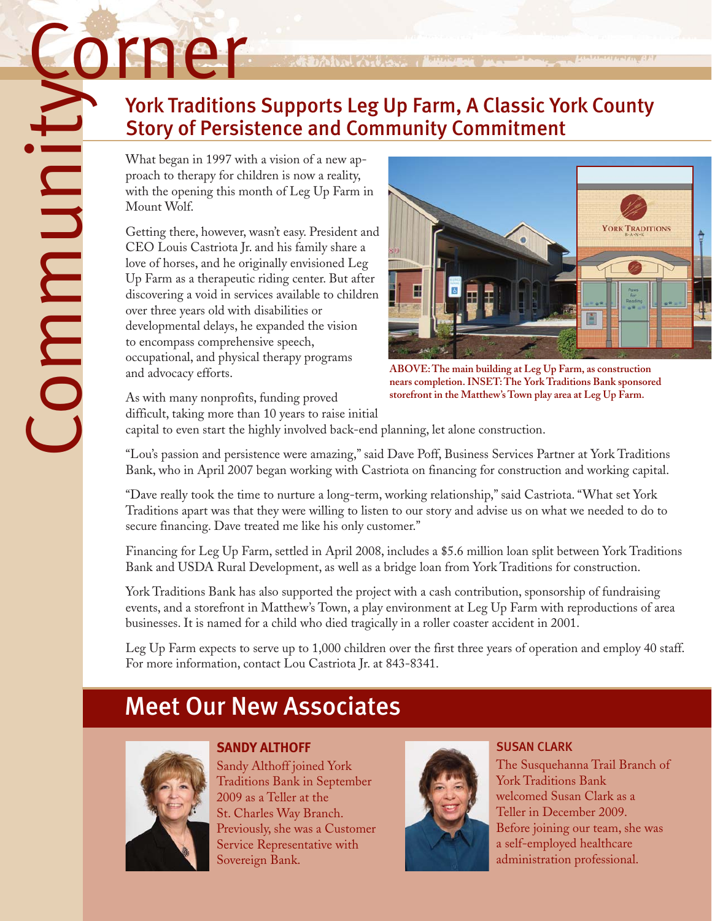# Community Corner

## York Traditions Supports Leg Up Farm, A Classic York County Story of Persistence and Community Commitment

What began in 1997 with a vision of a new approach to therapy for children is now a reality, with the opening this month of Leg Up Farm in Mount Wolf.

Getting there, however, wasn't easy. President and CEO Louis Castriota Jr. and his family share a love of horses, and he originally envisioned Leg Up Farm as a therapeutic riding center. But after discovering a void in services available to children over three years old with disabilities or developmental delays, he expanded the vision to encompass comprehensive speech, occupational, and physical therapy programs and advocacy efforts.

**ABOVE: The main building at Leg Up Farm, as construction nears completion. INSET: The York Traditions Bank sponsored storefront in the Matthew's Town play area at Leg Up Farm.**

As with many nonprofits, funding proved difficult, taking more than 10 years to raise initial capital to even start the highly involved back-end planning, let alone construction.

"Lou's passion and persistence were amazing," said Dave Poff, Business Services Partner at York Traditions Bank, who in April 2007 began working with Castriota on financing for construction and working capital.

"Dave really took the time to nurture a long-term, working relationship," said Castriota. "What set York Traditions apart was that they were willing to listen to our story and advise us on what we needed to do to secure financing. Dave treated me like his only customer."

Financing for Leg Up Farm, settled in April 2008, includes a $5.6 million loan split between York Traditions Bank and USDA Rural Development, as well as a bridge loan from York Traditions for construction.

York Traditions Bank has also supported the project with a cash contribution, sponsorship of fundraising events, and a storefront in Matthew's Town, a play environment at Leg Up Farm with reproductions of area businesses. It is named for a child who died tragically in a roller coaster accident in 2001.

Leg Up Farm expects to serve up to 1,000 children over the first three years of operation and employ 40 staff. For more information, contact Lou Castriota Jr. at 843-8341.

## Meet Our New Associates

### SANDY ALTHOFF

Sandy Althoff joined York Traditions Bank in September 2009 as a Teller at the St. Charles Way Branch. Previously, she was a Customer Service Representative with Sovereign Bank.

### SUSAN CLARK

The Susquehanna Trail Branch of York Traditions Bank welcomed Susan Clark as a Teller in December 2009. Before joining our team, she was a self-employed healthcare administration professional.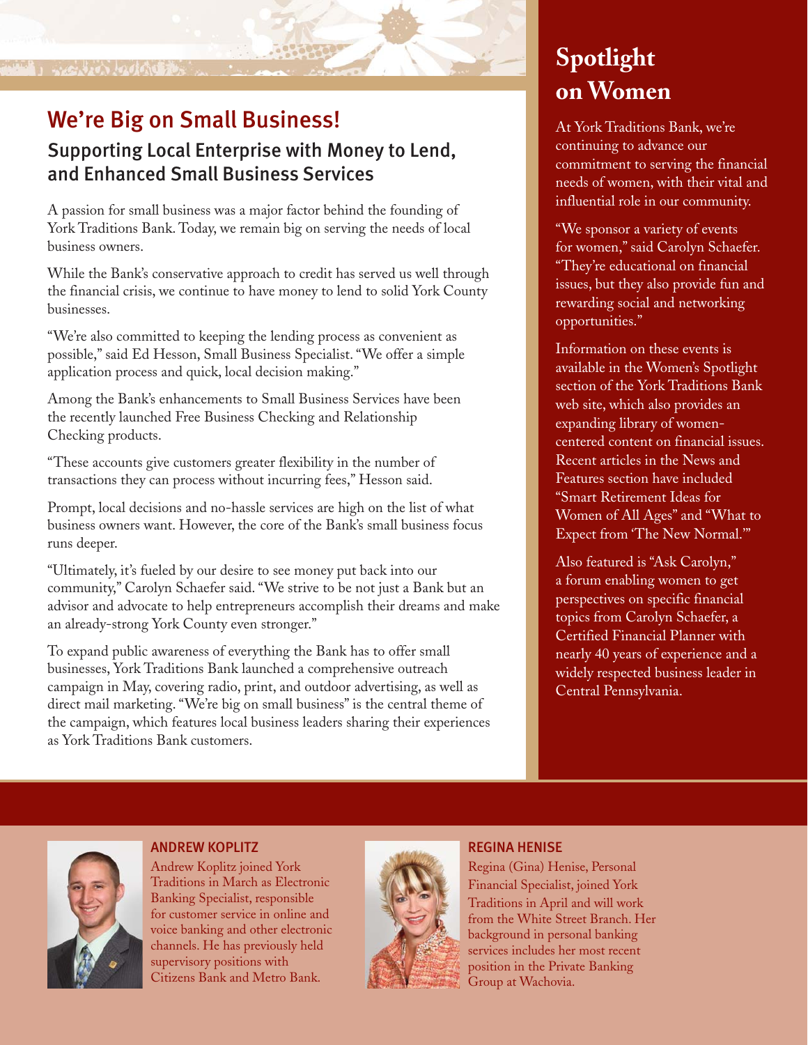## We're Big on Small Business!

### Supporting Local Enterprise with Money to Lend, and Enhanced Small Business Services

A passion for small business was a major factor behind the founding of York Traditions Bank. Today, we remain big on serving the needs of local business owners.

While the Bank's conservative approach to credit has served us well through the financial crisis, we continue to have money to lend to solid York County businesses.

"We're also committed to keeping the lending process as convenient as possible," said Ed Hesson, Small Business Specialist. "We offer a simple application process and quick, local decision making."

Among the Bank's enhancements to Small Business Services have been the recently launched Free Business Checking and Relationship Checking products.

"These accounts give customers greater flexibility in the number of transactions they can process without incurring fees," Hesson said.

Prompt, local decisions and no-hassle services are high on the list of what business owners want. However, the core of the Bank's small business focus runs deeper.

"Ultimately, it's fueled by our desire to see money put back into our community," Carolyn Schaefer said. "We strive to be not just a Bank but an advisor and advocate to help entrepreneurs accomplish their dreams and make an already-strong York County even stronger."

To expand public awareness of everything the Bank has to offer small businesses, York Traditions Bank launched a comprehensive outreach campaign in May, covering radio, print, and outdoor advertising, as well as direct mail marketing. "We're big on small business" is the central theme of the campaign, which features local business leaders sharing their experiences as York Traditions Bank customers.

## Spotlight on Women

At York Traditions Bank, we're continuing to advance our commitment to serving the financial needs of women, with their vital and influential role in our community.

"We sponsor a variety of events for women," said Carolyn Schaefer. "They're educational on financial issues, but they also provide fun and rewarding social and networking opportunities."

Information on these events is available in the Women's Spotlight section of the York Traditions Bank web site, which also provides an expanding library of women-centered content on financial issues. Recent articles in the News and Features section have included "Smart Retirement Ideas for Women of All Ages" and "What to Expect from 'The New Normal.'"

Also featured is "Ask Carolyn," a forum enabling women to get perspectives on specific financial topics from Carolyn Schaefer, a Certified Financial Planner with nearly 40 years of experience and a widely respected business leader in Central Pennsylvania.

### ANDREW KOPLITZ

Andrew Koplitz joined York Traditions in March as Electronic Banking Specialist, responsible for customer service in online and voice banking and other electronic channels. He has previously held supervisory positions with Citizens Bank and Metro Bank.

### REGINA HENISE

Regina (Gina) Henise, Personal Financial Specialist, joined York Traditions in April and will work from the White Street Branch. Her background in personal banking services includes her most recent position in the Private Banking Group at Wachovia.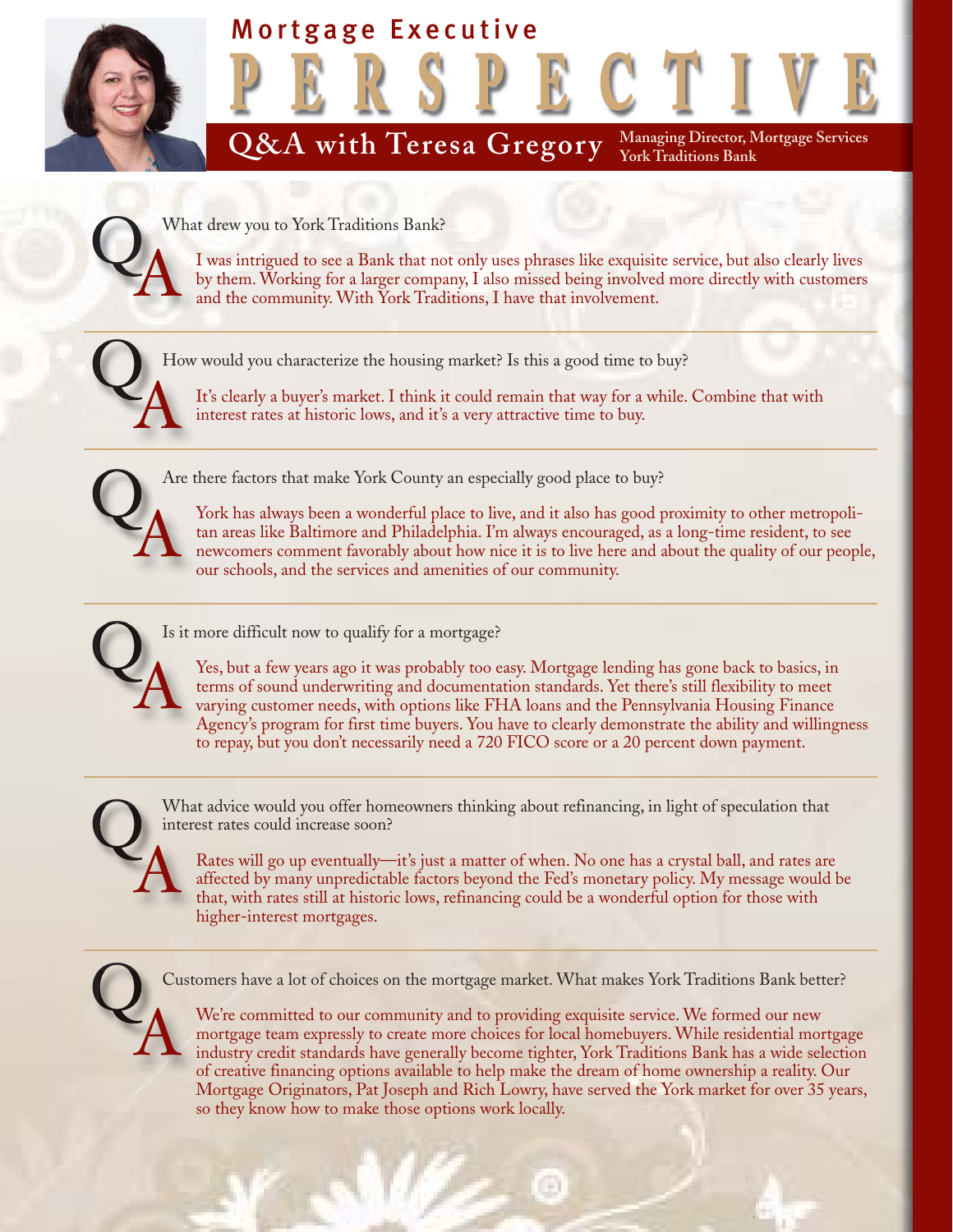# Mortgage Executive PERSPECTIVE

## Q&A with Teresa Gregory

**Managing Director, Mortgage Services**
**York Traditions Bank**

**Q** What drew you to York Traditions Bank?

**A** I was intrigued to see a Bank that not only uses phrases like exquisite service, but also clearly lives by them. Working for a larger company, I also missed being involved more directly with customers and the community. With York Traditions, I have that involvement.

**Q** How would you characterize the housing market? Is this a good time to buy?

**A** It's clearly a buyer's market. I think it could remain that way for a while. Combine that with interest rates at historic lows, and it's a very attractive time to buy.

**Q** Are there factors that make York County an especially good place to buy?

**A** York has always been a wonderful place to live, and it also has good proximity to other metropolitan areas like Baltimore and Philadelphia. I'm always encouraged, as a long-time resident, to see newcomers comment favorably about how nice it is to live here and about the quality of our people, our schools, and the services and amenities of our community.

**Q** Is it more difficult now to qualify for a mortgage?

**A** Yes, but a few years ago it was probably too easy. Mortgage lending has gone back to basics, in terms of sound underwriting and documentation standards. Yet there's still flexibility to meet varying customer needs, with options like FHA loans and the Pennsylvania Housing Finance Agency's program for first time buyers. You have to clearly demonstrate the ability and willingness to repay, but you don't necessarily need a 720 FICO score or a 20 percent down payment.

**Q** What advice would you offer homeowners thinking about refinancing, in light of speculation that interest rates could increase soon?

**A** Rates will go up eventually—it's just a matter of when. No one has a crystal ball, and rates are affected by many unpredictable factors beyond the Fed's monetary policy. My message would be that, with rates still at historic lows, refinancing could be a wonderful option for those with higher-interest mortgages.

**Q** Customers have a lot of choices on the mortgage market. What makes York Traditions Bank better?

**A** We're committed to our community and to providing exquisite service. We formed our new mortgage team expressly to create more choices for local homebuyers. While residential mortgage industry credit standards have generally become tighter, York Traditions Bank has a wide selection of creative financing options available to help make the dream of home ownership a reality. Our Mortgage Originators, Pat Joseph and Rich Lowry, have served the York market for over 35 years, so they know how to make those options work locally.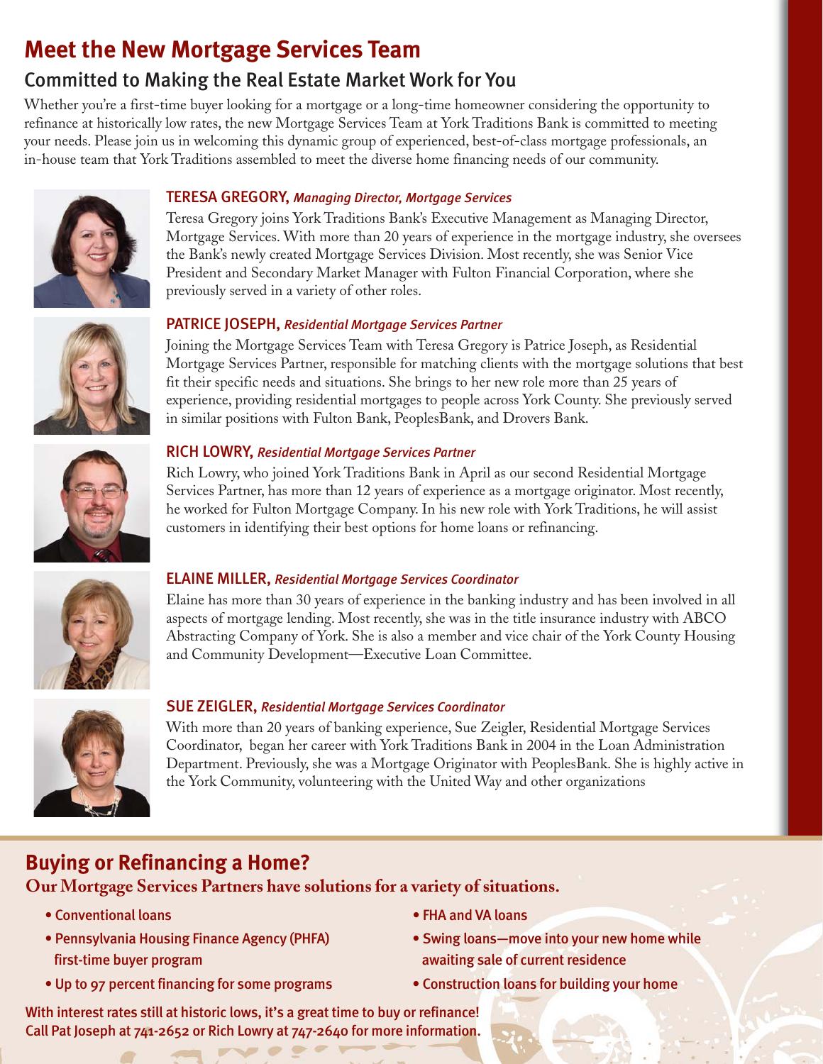# Meet the New Mortgage Services Team

## Committed to Making the Real Estate Market Work for You

Whether you're a first-time buyer looking for a mortgage or a long-time homeowner considering the opportunity to refinance at historically low rates, the new Mortgage Services Team at York Traditions Bank is committed to meeting your needs. Please join us in welcoming this dynamic group of experienced, best-of-class mortgage professionals, an in-house team that York Traditions assembled to meet the diverse home financing needs of our community.

### TERESA GREGORY, *Managing Director, Mortgage Services*

Teresa Gregory joins York Traditions Bank's Executive Management as Managing Director, Mortgage Services. With more than 20 years of experience in the mortgage industry, she oversees the Bank's newly created Mortgage Services Division. Most recently, she was Senior Vice President and Secondary Market Manager with Fulton Financial Corporation, where she previously served in a variety of other roles.

### PATRICE JOSEPH, *Residential Mortgage Services Partner*

Joining the Mortgage Services Team with Teresa Gregory is Patrice Joseph, as Residential Mortgage Services Partner, responsible for matching clients with the mortgage solutions that best fit their specific needs and situations. She brings to her new role more than 25 years of experience, providing residential mortgages to people across York County. She previously served in similar positions with Fulton Bank, PeoplesBank, and Drovers Bank.

### RICH LOWRY, *Residential Mortgage Services Partner*

Rich Lowry, who joined York Traditions Bank in April as our second Residential Mortgage Services Partner, has more than 12 years of experience as a mortgage originator. Most recently, he worked for Fulton Mortgage Company. In his new role with York Traditions, he will assist customers in identifying their best options for home loans or refinancing.

### ELAINE MILLER, *Residential Mortgage Services Coordinator*

Elaine has more than 30 years of experience in the banking industry and has been involved in all aspects of mortgage lending. Most recently, she was in the title insurance industry with ABCO Abstracting Company of York. She is also a member and vice chair of the York County Housing and Community Development—Executive Loan Committee.

### SUE ZEIGLER, *Residential Mortgage Services Coordinator*

With more than 20 years of banking experience, Sue Zeigler, Residential Mortgage Services Coordinator, began her career with York Traditions Bank in 2004 in the Loan Administration Department. Previously, she was a Mortgage Originator with PeoplesBank. She is highly active in the York Community, volunteering with the United Way and other organizations

## Buying or Refinancing a Home?

**Our Mortgage Services Partners have solutions for a variety of situations.**

- Conventional loans
- Pennsylvania Housing Finance Agency (PHFA) first-time buyer program
- Up to 97 percent financing for some programs
- FHA and VA loans
- Swing loans—move into your new home while awaiting sale of current residence
- Construction loans for building your home

With interest rates still at historic lows, it's a great time to buy or refinance!
Call Pat Joseph at 741-2652 or Rich Lowry at 747-2640 for more information.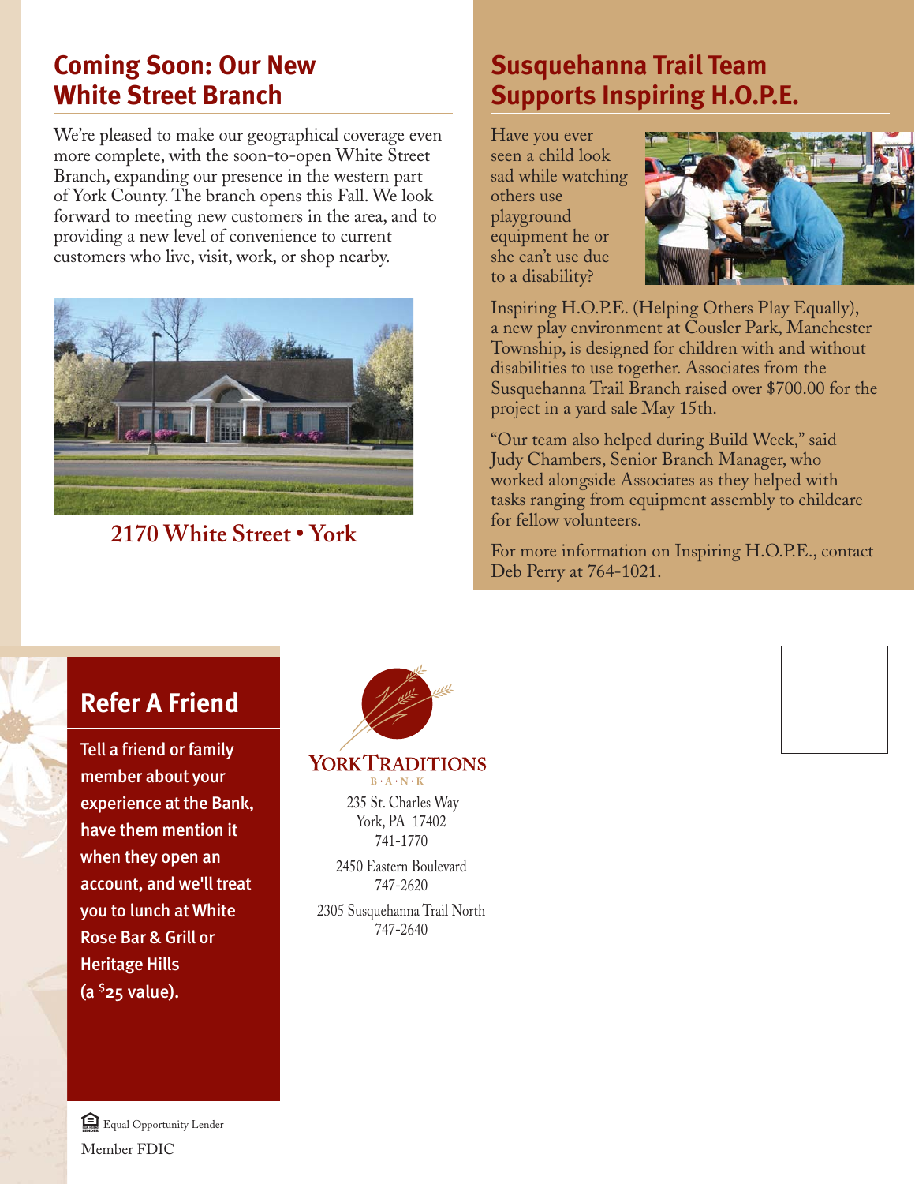## Coming Soon: Our New White Street Branch

We're pleased to make our geographical coverage even more complete, with the soon-to-open White Street Branch, expanding our presence in the western part of York County. The branch opens this Fall. We look forward to meeting new customers in the area, and to providing a new level of convenience to current customers who live, visit, work, or shop nearby.

**2170 White Street • York**

## Susquehanna Trail Team Supports Inspiring H.O.P.E.

Have you ever seen a child look sad while watching others use playground equipment he or she can't use due to a disability?

Inspiring H.O.P.E. (Helping Others Play Equally), a new play environment at Cousler Park, Manchester Township, is designed for children with and without disabilities to use together. Associates from the Susquehanna Trail Branch raised over $700.00 for the project in a yard sale May 15th.

"Our team also helped during Build Week," said Judy Chambers, Senior Branch Manager, who worked alongside Associates as they helped with tasks ranging from equipment assembly to childcare for fellow volunteers.

For more information on Inspiring H.O.P.E., contact Deb Perry at 764-1021.

## Refer A Friend

**Tell a friend or family member about your experience at the Bank, have them mention it when they open an account, and we'll treat you to lunch at White Rose Bar & Grill or Heritage Hills (a $25 value).**

YORK TRADITIONS BANK

235 St. Charles Way
York, PA 17402
741-1770

2450 Eastern Boulevard
747-2620

2305 Susquehanna Trail North
747-2640

Equal Opportunity Lender

Member FDIC